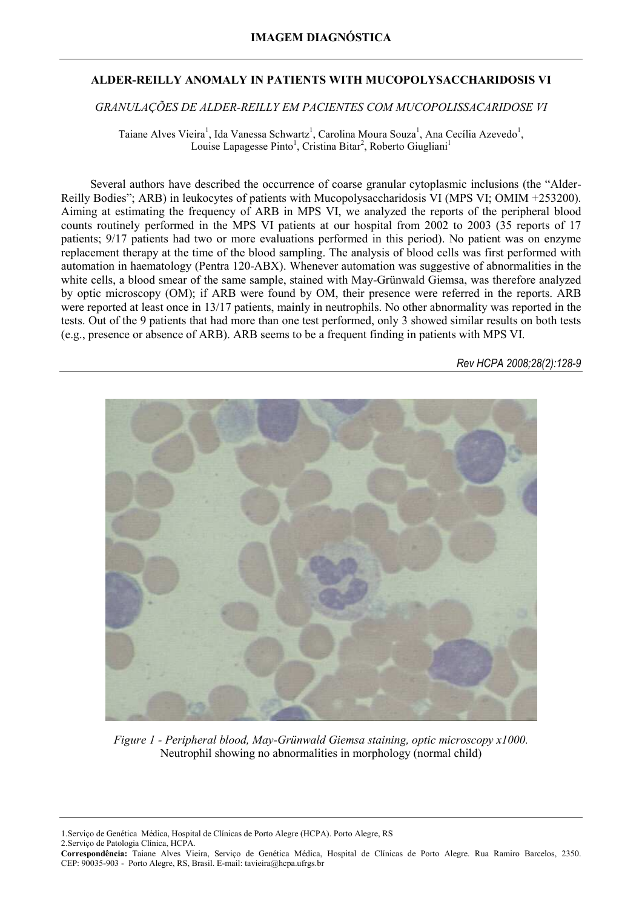**IMAGEM DIAGNÓSTICA**

# ALDER-REILLY ANOMALY IN PATIENTS WITH MUCOPOLYSACCHARIDOSIS VI

*GRANULAÇÕES DE ALDER-REILLY EM PACIENTES COM MUCOPOLISSACARIDOSE VI*

Taiane Alves Vieira[1], Ida Vanessa Schwartz[1], Carolina Moura Souza[1], Ana Cecília Azevedo[1], Louise Lapagesse Pinto[1], Cristina Bitar[2], Roberto Giugliani[1]

Several authors have described the occurrence of coarse granular cytoplasmic inclusions (the "Alder-Reilly Bodies"; ARB) in leukocytes of patients with Mucopolysaccharidosis VI (MPS VI; OMIM +253200). Aiming at estimating the frequency of ARB in MPS VI, we analyzed the reports of the peripheral blood counts routinely performed in the MPS VI patients at our hospital from 2002 to 2003 (35 reports of 17 patients; 9/17 patients had two or more evaluations performed in this period). No patient was on enzyme replacement therapy at the time of the blood sampling. The analysis of blood cells was first performed with automation in haematology (Pentra 120-ABX). Whenever automation was suggestive of abnormalities in the white cells, a blood smear of the same sample, stained with May-Grünwald Giemsa, was therefore analyzed by optic microscopy (OM); if ARB were found by OM, their presence were referred in the reports. ARB were reported at least once in 13/17 patients, mainly in neutrophils. No other abnormality was reported in the tests. Out of the 9 patients that had more than one test performed, only 3 showed similar results on both tests (e.g., presence or absence of ARB). ARB seems to be a frequent finding in patients with MPS VI.

*Figure 1 - Peripheral blood, May-Grünwald Giemsa staining, optic microscopy x1000.* Neutrophil showing no abnormalities in morphology (normal child)

1.Serviço de Genética Médica, Hospital de Clínicas de Porto Alegre (HCPA). Porto Alegre, RS
2.Serviço de Patologia Clínica, HCPA.
**Correspondência:** Taiane Alves Vieira, Serviço de Genética Médica, Hospital de Clínicas de Porto Alegre. Rua Ramiro Barcelos, 2350. CEP: 90035-903 - Porto Alegre, RS, Brasil. E-mail: tavieira@hcpa.ufrgs.br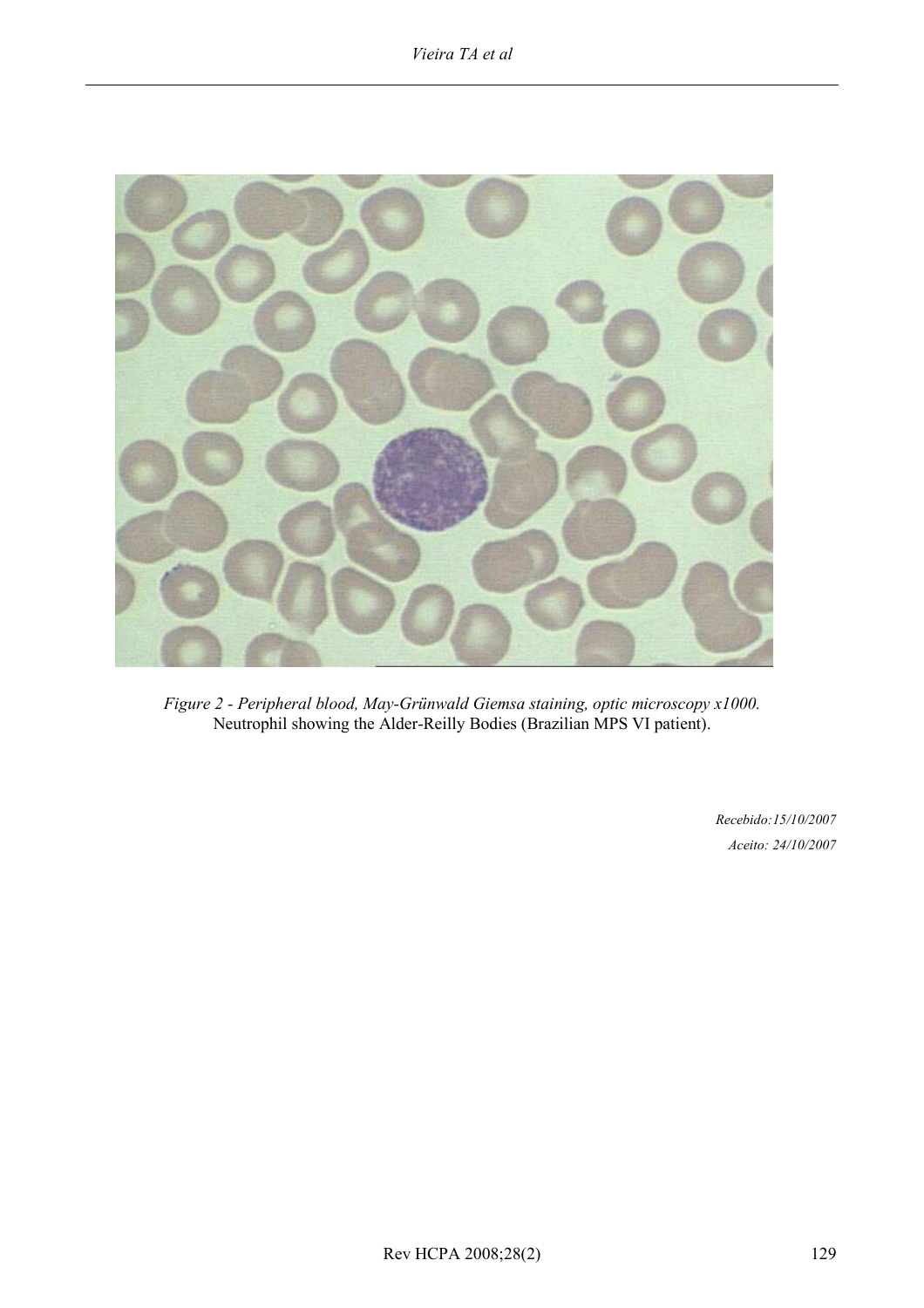*Figure 2 - Peripheral blood, May-Grünwald Giemsa staining, optic microscopy x1000.*
Neutrophil showing the Alder-Reilly Bodies (Brazilian MPS VI patient).

*Recebido:15/10/2007*
*Aceito: 24/10/2007*